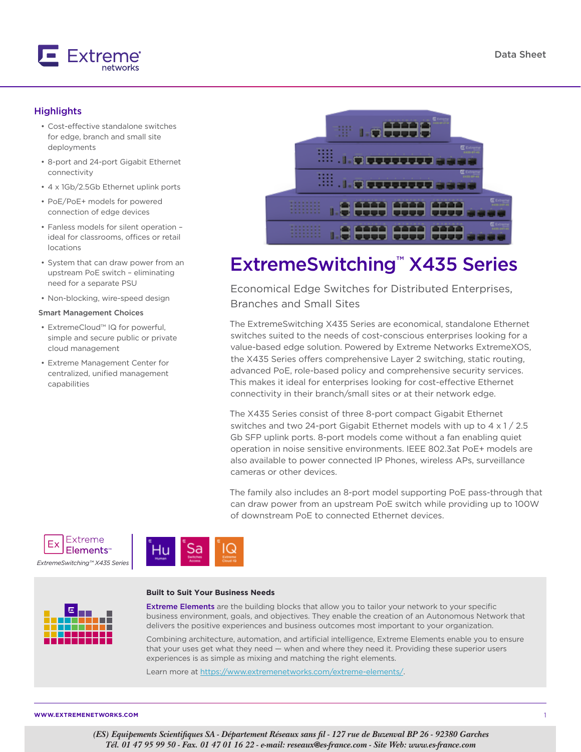Data Sheet

## Highlights

- Cost-effective standalone switches for edge, branch and small site deployments
- 8-port and 24-port Gigabit Ethernet connectivity
- 4 x 1Gb/2.5Gb Ethernet uplink ports
- PoE/PoE+ models for powered connection of edge devices
- Fanless models for silent operation – ideal for classrooms, offices or retail locations
- System that can draw power from an upstream PoE switch – eliminating need for a separate PSU
- Non-blocking, wire-speed design

**Smart Management Choices**

- ExtremeCloud™ IQ for powerful, simple and secure public or private cloud management
- Extreme Management Center for centralized, unified management capabilities

# ExtremeSwitching™ X435 Series

## Economical Edge Switches for Distributed Enterprises, Branches and Small Sites

The ExtremeSwitching X435 Series are economical, standalone Ethernet switches suited to the needs of cost-conscious enterprises looking for a value-based edge solution. Powered by Extreme Networks ExtremeXOS, the X435 Series offers comprehensive Layer 2 switching, static routing, advanced PoE, role-based policy and comprehensive security services. This makes it ideal for enterprises looking for cost-effective Ethernet connectivity in their branch/small sites or at their network edge.

The X435 Series consist of three 8-port compact Gigabit Ethernet switches and two 24-port Gigabit Ethernet models with up to 4 x 1 / 2.5 Gb SFP uplink ports. 8-port models come without a fan enabling quiet operation in noise sensitive environments. IEEE 802.3at PoE+ models are also available to power connected IP Phones, wireless APs, surveillance cameras or other devices.

The family also includes an 8-port model supporting PoE pass-through that can draw power from an upstream PoE switch while providing up to 100W of downstream PoE to connected Ethernet devices.

Extreme Elements™

*ExtremeSwitching™ X435 Series*

Hu Human | Sa Switches Access | IQ Extreme Cloud IQ

**Built to Suit Your Business Needs**

**Extreme Elements** are the building blocks that allow you to tailor your network to your specific business environment, goals, and objectives. They enable the creation of an Autonomous Network that delivers the positive experiences and business outcomes most important to your organization.

Combining architecture, automation, and artificial intelligence, Extreme Elements enable you to ensure that your uses get what they need — when and where they need it. Providing these superior users experiences is as simple as mixing and matching the right elements.

Learn more at https://www.extremenetworks.com/extreme-elements/.

*(ES) Equipements Scientifiques SA - Département Réseaux sans fil - 127 rue de Buzenval BP 26 - 92380 Garches*
*Tél. 01 47 95 99 50 - Fax. 01 47 01 16 22 - e-mail: reseaux@es-france.com - Site Web: www.es-france.com*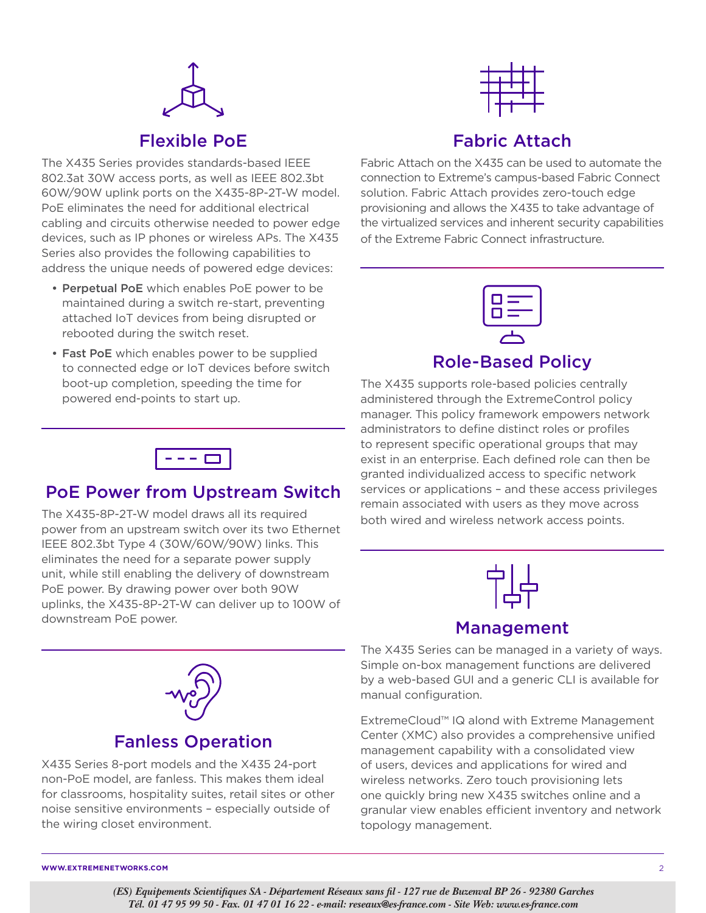## Flexible PoE

The X435 Series provides standards-based IEEE 802.3at 30W access ports, as well as IEEE 802.3bt 60W/90W uplink ports on the X435-8P-2T-W model. PoE eliminates the need for additional cabling and circuits otherwise needed to power edge devices, such as IP phones or wireless APs. The X435 Series also provides the following capabilities to address the unique needs of powered edge devices:

- **Perpetual PoE** which enables PoE power to be maintained during a switch re-start, preventing attached IoT devices from being disrupted or rebooted during the switch reset.
- **Fast PoE** which enables power to be supplied to connected edge or IoT devices before switch boot-up completion, speeding the time for powered end-points to start up.

## PoE Power from Upstream Switch

The X435-8P-2T-W model draws all its required power from an upstream switch over its two Ethernet IEEE 802.3bt Type 4 (30W/60W/90W) links. This eliminates the need for a separate power supply unit, while still enabling the delivery of downstream PoE power. By drawing power over both 90W uplinks, the X435-8P-2T-W can deliver up to 100W of downstream PoE power.

## Fanless Operation

X435 Series 8-port models and the X435 24-port non-PoE model, are fanless. This makes them ideal for classrooms, hospitality suites, retail sites or other noise sensitive environments – especially outside of the wiring closet environment.

## Fabric Attach

Fabric Attach on the X435 can be used to automate the connection to Extreme's campus-based Fabric Connect solution. Fabric Attach provides zero-touch edge provisioning and allows the X435 to take advantage of the virtualized services and inherent security capabilities of the Extreme Fabric Connect infrastructure.

## Role-Based Policy

The X435 supports role-based policies centrally administered through the ExtremeControl policy manager. This policy framework empowers network administrators to define distinct roles or profiles to represent specific operational groups that may exist in an enterprise. Each defined role can then be granted individualized access to specific network services or applications – and these access privileges remain associated with users as they move across both wired and wireless network access points.

## Management

The X435 Series can be managed in a variety of ways. Simple on-box management functions are delivered by a web-based GUI and a generic CLI is available for manual configuration.

ExtremeCloud™ IQ alond with Extreme Management Center (XMC) also provides a comprehensive unified management capability with a consolidated view of users, devices and applications for wired and wireless networks. Zero touch provisioning lets one quickly bring new X435 switches online and a granular view enables efficient inventory and network topology management.

*(ES) Equipements Scientifiques SA - Département Réseaux sans fil - 127 rue de Buzenval BP 26 - 92380 Garches*
*Tél. 01 47 95 99 50 - Fax. 01 47 01 16 22 - e-mail: reseaux@es-france.com - Site Web: www.es-france.com*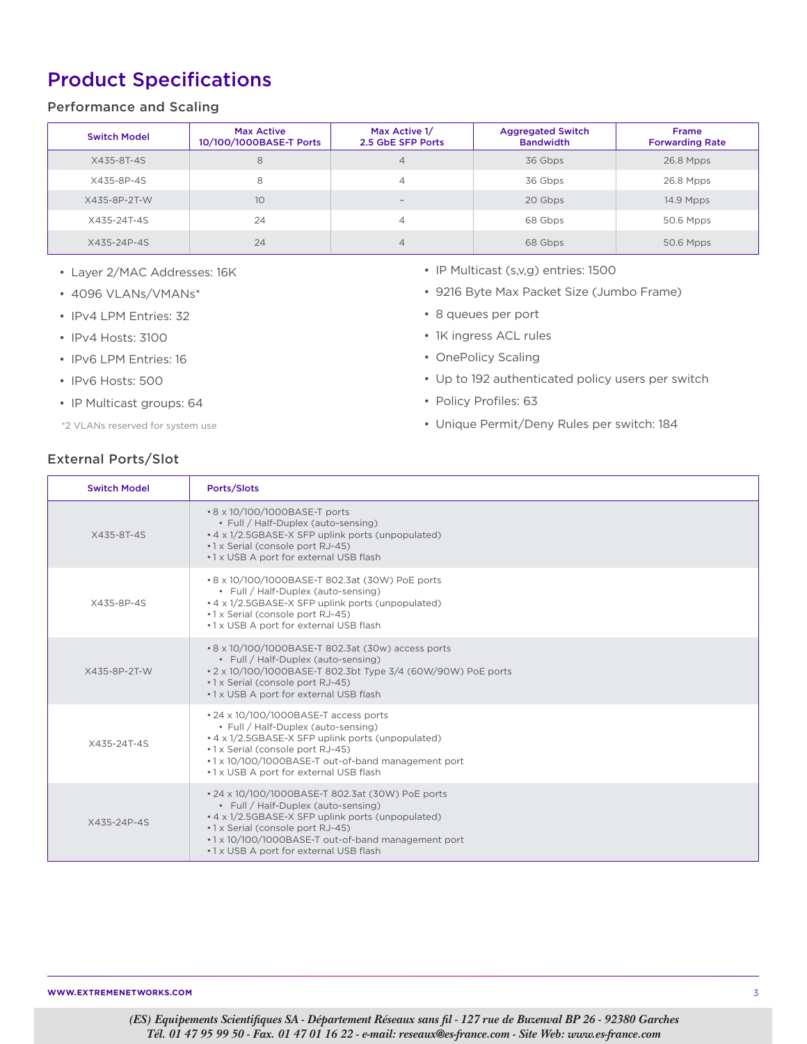# Product Specifications

## Performance and Scaling

| Switch Model | Max Active 10/100/1000BASE-T Ports | Max Active 1/ 2.5 GbE SFP Ports | Aggregated Switch Bandwidth | Frame Forwarding Rate |
|---|---|---|---|---|
| X435-8T-4S | 8 | 4 | 36 Gbps | 26.8 Mpps |
| X435-8P-4S | 8 | 4 | 36 Gbps | 26.8 Mpps |
| X435-8P-2T-W | 10 | – | 20 Gbps | 14.9 Mpps |
| X435-24T-4S | 24 | 4 | 68 Gbps | 50.6 Mpps |
| X435-24P-4S | 24 | 4 | 68 Gbps | 50.6 Mpps |

- Layer 2/MAC Addresses: 16K
- 4096 VLANs/VMANs*
- IPv4 LPM Entries: 32
- IPv4 Hosts: 3100
- IPv6 LPM Entries: 16
- IPv6 Hosts: 500
- IP Multicast groups: 64

*2 VLANs reserved for system use

- IP Multicast (s,v,g) entries: 1500
- 9216 Byte Max Packet Size (Jumbo Frame)
- 8 queues per port
- 1K ingress ACL rules
- OnePolicy Scaling
- Up to 192 authenticated policy users per switch
- Policy Profiles: 63
- Unique Permit/Deny Rules per switch: 184

## External Ports/Slot

| Switch Model | Ports/Slots |
|---|---|
| X435-8T-4S | • 8 x 10/100/1000BASE-T ports<br>  • Full / Half-Duplex (auto-sensing)<br>• 4 x 1/2.5GBASE-X SFP uplink ports (unpopulated)<br>• 1 x Serial (console port RJ-45)<br>• 1 x USB A port for external USB flash |
| X435-8P-4S | • 8 x 10/100/1000BASE-T 802.3at (30W) PoE ports<br>  • Full / Half-Duplex (auto-sensing)<br>• 4 x 1/2.5GBASE-X SFP uplink ports (unpopulated)<br>• 1 x Serial (console port RJ-45)<br>• 1 x USB A port for external USB flash |
| X435-8P-2T-W | • 8 x 10/100/1000BASE-T 802.3at (30w) access ports<br>  • Full / Half-Duplex (auto-sensing)<br>• 2 x 10/100/1000BASE-T 802.3bt Type 3/4 (60W/90W) PoE ports<br>• 1 x Serial (console port RJ-45)<br>• 1 x USB A port for external USB flash |
| X435-24T-4S | • 24 x 10/100/1000BASE-T access ports<br>  • Full / Half-Duplex (auto-sensing)<br>• 4 x 1/2.5GBASE-X SFP uplink ports (unpopulated)<br>• 1 x Serial (console port RJ-45)<br>• 1 x 10/100/1000BASE-T out-of-band management port<br>• 1 x USB A port for external USB flash |
| X435-24P-4S | • 24 x 10/100/1000BASE-T 802.3at (30W) PoE ports<br>  • Full / Half-Duplex (auto-sensing)<br>• 4 x 1/2.5GBASE-X SFP uplink ports (unpopulated)<br>• 1 x Serial (console port RJ-45)<br>• 1 x 10/100/1000BASE-T out-of-band management port<br>• 1 x USB A port for external USB flash |

*(ES) Equipements Scientifiques SA - Département Réseaux sans fil - 127 rue de Buzenval BP 26 - 92380 Garches*
*Tél. 01 47 95 99 50 - Fax. 01 47 01 16 22 - e-mail: reseaux@es-france.com - Site Web: www.es-france.com*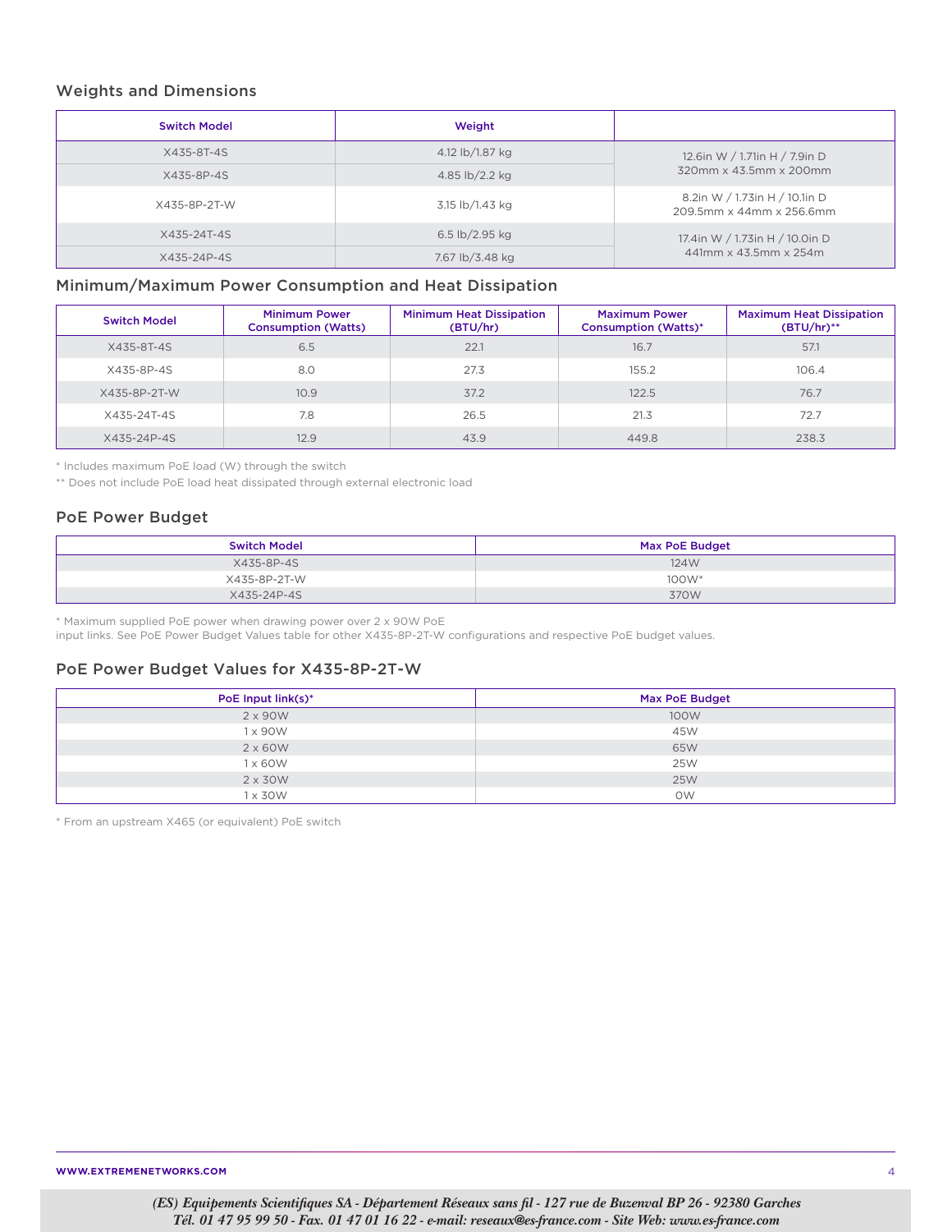## Weights and Dimensions

| Switch Model | Weight | |
|---|---|---|
| X435-8T-4S | 4.12 lb/1.87 kg | 12.6in W / 1.71in H / 7.9in D<br>320mm x 43.5mm x 200mm |
| X435-8P-4S | 4.85 lb/2.2 kg | |
| X435-8P-2T-W | 3.15 lb/1.43 kg | 8.2in W / 1.73in H / 10.1in D<br>209.5mm x 44mm x 256.6mm |
| X435-24T-4S | 6.5 lb/2.95 kg | 17.4in W / 1.73in H / 10.0in D<br>441mm x 43.5mm x 254m |
| X435-24P-4S | 7.67 lb/3.48 kg | |

## Minimum/Maximum Power Consumption and Heat Dissipation

| Switch Model | Minimum Power Consumption (Watts) | Minimum Heat Dissipation (BTU/hr) | Maximum Power Consumption (Watts)* | Maximum Heat Dissipation (BTU/hr)** |
|---|---|---|---|---|
| X435-8T-4S | 6.5 | 22.1 | 16.7 | 57.1 |
| X435-8P-4S | 8.0 | 27.3 | 155.2 | 106.4 |
| X435-8P-2T-W | 10.9 | 37.2 | 122.5 | 76.7 |
| X435-24T-4S | 7.8 | 26.5 | 21.3 | 72.7 |
| X435-24P-4S | 12.9 | 43.9 | 449.8 | 238.3 |

\* Includes maximum PoE load (W) through the switch

\** Does not include PoE load heat dissipated through external electronic load

## PoE Power Budget

| Switch Model | Max PoE Budget |
|---|---|
| X435-8P-4S | 124W |
| X435-8P-2T-W | 100W* |
| X435-24P-4S | 370W |

\* Maximum supplied PoE power when drawing power over 2 x 90W PoE input links. See PoE Power Budget Values table for other X435-8P-2T-W configurations and respective PoE budget values.

## PoE Power Budget Values for X435-8P-2T-W

| PoE Input link(s)* | Max PoE Budget |
|---|---|
| 2 x 90W | 100W |
| 1 x 90W | 45W |
| 2 x 60W | 65W |
| 1 x 60W | 25W |
| 2 x 30W | 25W |
| 1 x 30W | 0W |

\* From an upstream X465 (or equivalent) PoE switch

*(ES) Equipements Scientifiques SA - Département Réseaux sans fil - 127 rue de Buzenval BP 26 - 92380 Garches*
*Tél. 01 47 95 99 50 - Fax. 01 47 01 16 22 - e-mail: reseaux@es-france.com - Site Web: www.es-france.com*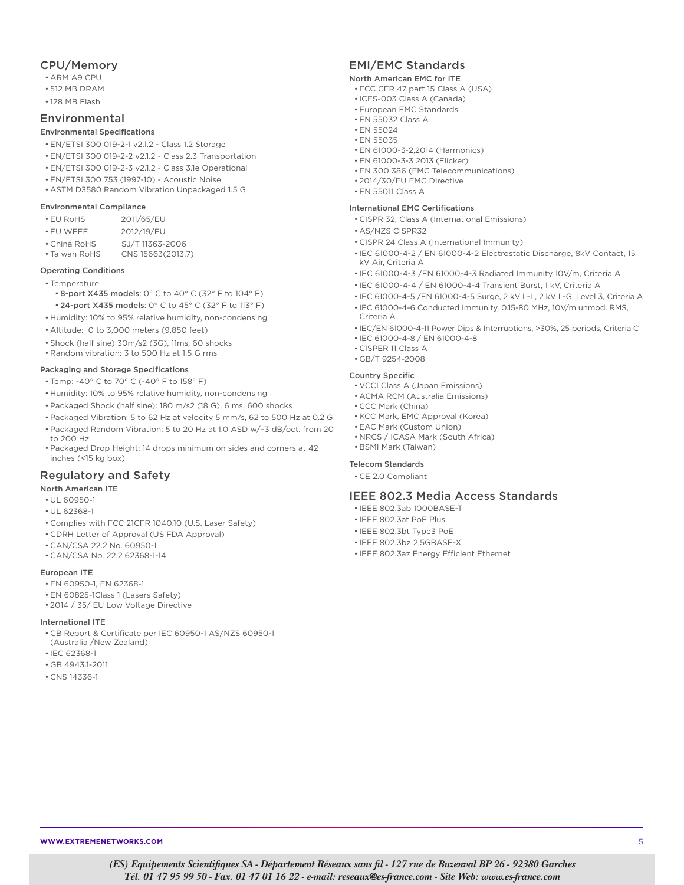## CPU/Memory

- ARM A9 CPU
- 512 MB DRAM
- 128 MB Flash

## Environmental

### Environmental Specifications

- EN/ETSI 300 019-2-1 v2.1.2 - Class 1.2 Storage
- EN/ETSI 300 019-2-2 v2.1.2 - Class 2.3 Transportation
- EN/ETSI 300 019-2-3 v2.1.2 - Class 3.1e Operational
- EN/ETSI 300 753 (1997-10) - Acoustic Noise
- ASTM D3580 Random Vibration Unpackaged 1.5 G

### Environmental Compliance

| | |
|---|---|
| • EU RoHS | 2011/65/EU |
| • EU WEEE | 2012/19/EU |
| • China RoHS | SJ/T 11363-2006 |
| • Taiwan RoHS | CNS 15663(2013.7) |

### Operating Conditions

- Temperature
  - **8-port X435 models**: 0° C to 40° C (32° F to 104° F)
  - **24-port X435 models**: 0° C to 45° C (32° F to 113° F)
- Humidity: 10% to 95% relative humidity, non-condensing
- Altitude: 0 to 3,000 meters (9,850 feet)
- Shock (half sine) 30m/s2 (3G), 11ms, 60 shocks
- Random vibration: 3 to 500 Hz at 1.5 G rms

### Packaging and Storage Specifications

- Temp: -40° C to 70° C (-40° F to 158° F)
- Humidity: 10% to 95% relative humidity, non-condensing
- Packaged Shock (half sine): 180 m/s2 (18 G), 6 ms, 600 shocks
- Packaged Vibration: 5 to 62 Hz at velocity 5 mm/s, 62 to 500 Hz at 0.2 G
- Packaged Random Vibration: 5 to 20 Hz at 1.0 ASD w/–3 dB/oct. from 20 to 200 Hz
- Packaged Drop Height: 14 drops minimum on sides and corners at 42 inches (<15 kg box)

## Regulatory and Safety

### North American ITE

- UL 60950-1
- UL 62368-1
- Complies with FCC 21CFR 1040.10 (U.S. Laser Safety)
- CDRH Letter of Approval (US FDA Approval)
- CAN/CSA 22.2 No. 60950-1
- CAN/CSA No. 22.2 62368-1-14

### European ITE

- EN 60950-1, EN 62368-1
- EN 60825-1Class 1 (Lasers Safety)
- 2014 / 35/ EU Low Voltage Directive

### International ITE

- CB Report & Certificate per IEC 60950-1 AS/NZS 60950-1 (Australia /New Zealand)
- IEC 62368-1
- GB 4943.1-2011
- CNS 14336-1

## EMI/EMC Standards

### North American EMC for ITE

- FCC CFR 47 part 15 Class A (USA)
- ICES-003 Class A (Canada)
- European EMC Standards
- EN 55032 Class A
- EN 55024
- EN 55035
- EN 61000-3-2,2014 (Harmonics)
- EN 61000-3-3 2013 (Flicker)
- EN 300 386 (EMC Telecommunications)
- 2014/30/EU EMC Directive
- EN 55011 Class A

### International EMC Certifications

- CISPR 32, Class A (International Emissions)
- AS/NZS CISPR32
- CISPR 24 Class A (International Immunity)
- IEC 61000-4-2 / EN 61000-4-2 Electrostatic Discharge, 8kV Contact, 15 kV Air, Criteria A
- IEC 61000-4-3 /EN 61000-4-3 Radiated Immunity 10V/m, Criteria A
- IEC 61000-4-4 / EN 61000-4-4 Transient Burst, 1 kV, Criteria A
- IEC 61000-4-5 /EN 61000-4-5 Surge, 2 kV L-L, 2 kV L-G, Level 3, Criteria A
- IEC 61000-4-6 Conducted Immunity, 0.15-80 MHz, 10V/m unmod. RMS, Criteria A
- IEC/EN 61000-4-11 Power Dips & Interruptions, >30%, 25 periods, Criteria C
- IEC 61000-4-8 / EN 61000-4-8
- CISPER 11 Class A
- GB/T 9254-2008

### Country Specific

- VCCI Class A (Japan Emissions)
- ACMA RCM (Australia Emissions)
- CCC Mark (China)
- KCC Mark, EMC Approval (Korea)
- EAC Mark (Custom Union)
- NRCS / ICASA Mark (South Africa)
- BSMI Mark (Taiwan)

### Telecom Standards

- CE 2.0 Compliant

## IEEE 802.3 Media Access Standards

- IEEE 802.3ab 1000BASE-T
- IEEE 802.3at PoE Plus
- IEEE 802.3bt Type3 PoE
- IEEE 802.3bz 2.5GBASE-X
- IEEE 802.3az Energy Efficient Ethernet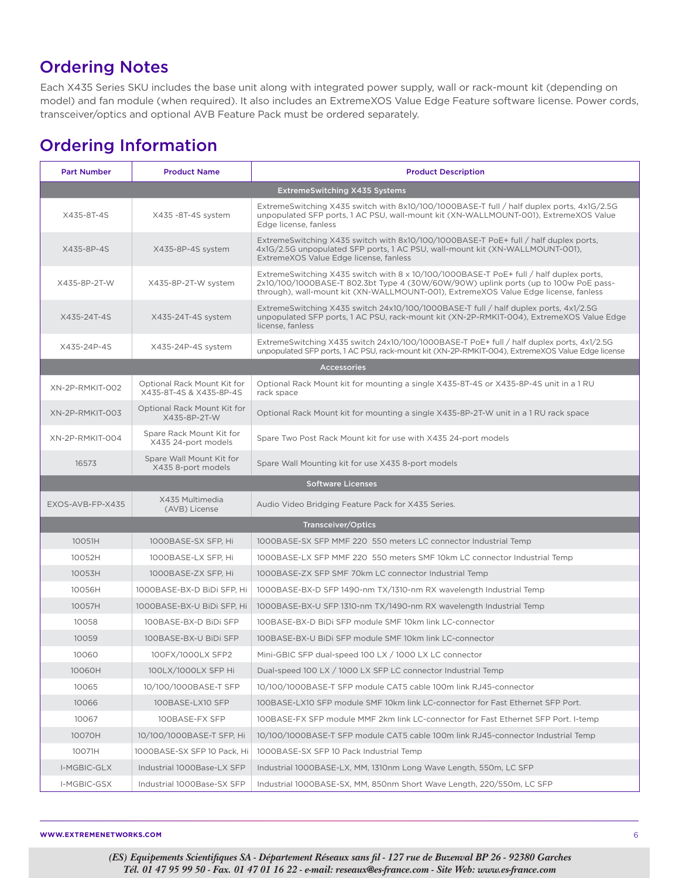## Ordering Notes

Each X435 Series SKU includes the base unit along with integrated power supply, wall or rack-mount kit (depending on model) and fan module (when required). It also includes an ExtremeXOS Value Edge Feature software license. Power cords, transceiver/optics and optional AVB Feature Pack must be ordered separately.

## Ordering Information

| Part Number | Product Name | Product Description |
|---|---|---|
| **ExtremeSwitching X435 Systems** | | |
| X435-8T-4S | X435 -8T-4S system | ExtremeSwitching X435 switch with 8x10/100/1000BASE-T full / half duplex ports, 4x1G/2.5G unpopulated SFP ports, 1 AC PSU, wall-mount kit (XN-WALLMOUNT-001), ExtremeXOS Value Edge license, fanless |
| X435-8P-4S | X435-8P-4S system | ExtremeSwitching X435 switch with 8x10/100/1000BASE-T PoE+ full / half duplex ports, 4x1G/2.5G unpopulated SFP ports, 1 AC PSU, wall-mount kit (XN-WALLMOUNT-001), ExtremeXOS Value Edge license, fanless |
| X435-8P-2T-W | X435-8P-2T-W system | ExtremeSwitching X435 switch with 8 x 10/100/1000BASE-T PoE+ full / half duplex ports, 2x10/100/1000BASE-T 802.3bt Type 4 (30W/60W/90W) uplink ports (up to 100w PoE pass-through), wall-mount kit (XN-WALLMOUNT-001), ExtremeXOS Value Edge license, fanless |
| X435-24T-4S | X435-24T-4S system | ExtremeSwitching X435 switch 24x10/100/1000BASE-T full / half duplex ports, 4x1/2.5G unpopulated SFP ports, 1 AC PSU, rack-mount kit (XN-2P-RMKIT-004), ExtremeXOS Value Edge license, fanless |
| X435-24P-4S | X435-24P-4S system | ExtremeSwitching X435 switch 24x10/100/1000BASE-T PoE+ full / half duplex ports, 4x1/2.5G unpopulated SFP ports, 1 AC PSU, rack-mount kit (XN-2P-RMKIT-004), ExtremeXOS Value Edge license |
| **Accessories** | | |
| XN-2P-RMKIT-002 | Optional Rack Mount Kit for X435-8T-4S & X435-8P-4S | Optional Rack Mount kit for mounting a single X435-8T-4S or X435-8P-4S unit in a 1 RU rack space |
| XN-2P-RMKIT-003 | Optional Rack Mount Kit for X435-8P-2T-W | Optional Rack Mount kit for mounting a single X435-8P-2T-W unit in a 1 RU rack space |
| XN-2P-RMKIT-004 | Spare Rack Mount Kit for X435 24-port models | Spare Two Post Rack Mount kit for use with X435 24-port models |
| 16573 | Spare Wall Mount Kit for X435 8-port models | Spare Wall Mounting kit for use X435 8-port models |
| **Software Licenses** | | |
| EXOS-AVB-FP-X435 | X435 Multimedia (AVB) License | Audio Video Bridging Feature Pack for X435 Series. |
| **Transceiver/Optics** | | |
| 10051H | 1000BASE-SX SFP, Hi | 1000BASE-SX SFP MMF 220 550 meters LC connector Industrial Temp |
| 10052H | 1000BASE-LX SFP, Hi | 1000BASE-LX SFP MMF 220 550 meters SMF 10km LC connector Industrial Temp |
| 10053H | 1000BASE-ZX SFP, Hi | 1000BASE-ZX SFP SMF 70km LC connector Industrial Temp |
| 10056H | 1000BASE-BX-D BiDi SFP, Hi | 1000BASE-BX-D SFP 1490-nm TX/1310-nm RX wavelength Industrial Temp |
| 10057H | 1000BASE-BX-U BiDi SFP, Hi | 1000BASE-BX-U SFP 1310-nm TX/1490-nm RX wavelength Industrial Temp |
| 10058 | 100BASE-BX-D BiDi SFP | 100BASE-BX-D BiDi SFP module SMF 10km link LC-connector |
| 10059 | 100BASE-BX-U BiDi SFP | 100BASE-BX-U BiDi SFP module SMF 10km link LC-connector |
| 10060 | 100FX/1000LX SFP2 | Mini-GBIC SFP dual-speed 100 LX / 1000 LX LC connector |
| 10060H | 100LX/1000LX SFP Hi | Dual-speed 100 LX / 1000 LX SFP LC connector Industrial Temp |
| 10065 | 10/100/1000BASE-T SFP | 10/100/1000BASE-T SFP module CAT5 cable 100m link RJ45-connector |
| 10066 | 100BASE-LX10 SFP | 100BASE-LX10 SFP module SMF 10km link LC-connector for Fast Ethernet SFP Port. |
| 10067 | 100BASE-FX SFP | 100BASE-FX SFP module MMF 2km link LC-connector for Fast Ethernet SFP Port. I-temp |
| 10070H | 10/100/1000BASE-T SFP, Hi | 10/100/1000BASE-T SFP module CAT5 cable 100m link RJ45-connector Industrial Temp |
| 10071H | 1000BASE-SX SFP 10 Pack, Hi | 1000BASE-SX SFP 10 Pack Industrial Temp |
| I-MGBIC-GLX | Industrial 1000Base-LX SFP | Industrial 1000BASE-LX, MM, 1310nm Long Wave Length, 550m, LC SFP |
| I-MGBIC-GSX | Industrial 1000Base-SX SFP | Industrial 1000BASE-SX, MM, 850nm Short Wave Length, 220/550m, LC SFP |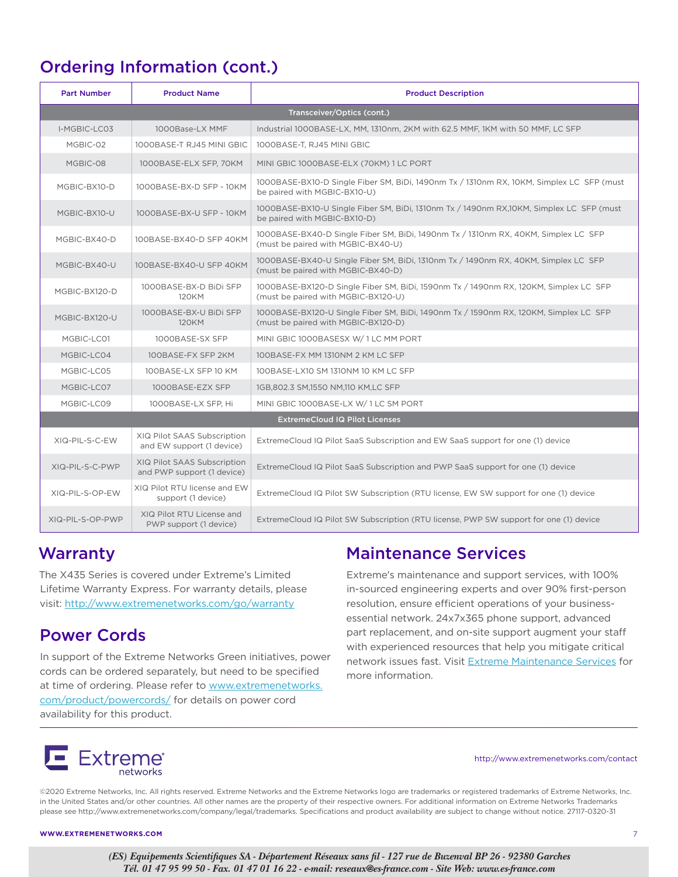## Ordering Information (cont.)

| Part Number | Product Name | Product Description |
|---|---|---|
| **Transceiver/Optics (cont.)** | | |
| I-MGBIC-LC03 | 1000Base-LX MMF | Industrial 1000BASE-LX, MM, 1310nm, 2KM with 62.5 MMF, 1KM with 50 MMF, LC SFP |
| MGBIC-02 | 1000BASE-T RJ45 MINI GBIC | 1000BASE-T, RJ45 MINI GBIC |
| MGBIC-08 | 1000BASE-ELX SFP, 70KM | MINI GBIC 1000BASE-ELX (70KM) 1 LC PORT |
| MGBIC-BX10-D | 1000BASE-BX-D SFP - 10KM | 1000BASE-BX10-D Single Fiber SM, BiDi, 1490nm Tx / 1310nm RX, 10KM, Simplex LC SFP (must be paired with MGBIC-BX10-U) |
| MGBIC-BX10-U | 1000BASE-BX-U SFP - 10KM | 1000BASE-BX10-U Single Fiber SM, BiDi, 1310nm Tx / 1490nm RX,10KM, Simplex LC SFP (must be paired with MGBIC-BX10-D) |
| MGBIC-BX40-D | 100BASE-BX40-D SFP 40KM | 1000BASE-BX40-D Single Fiber SM, BiDi, 1490nm Tx / 1310nm RX, 40KM, Simplex LC SFP (must be paired with MGBIC-BX40-U) |
| MGBIC-BX40-U | 100BASE-BX40-U SFP 40KM | 1000BASE-BX40-U Single Fiber SM, BiDi, 1310nm Tx / 1490nm RX, 40KM, Simplex LC SFP (must be paired with MGBIC-BX40-D) |
| MGBIC-BX120-D | 1000BASE-BX-D BiDi SFP 120KM | 1000BASE-BX120-D Single Fiber SM, BiDi, 1590nm Tx / 1490nm RX, 120KM, Simplex LC SFP (must be paired with MGBIC-BX120-U) |
| MGBIC-BX120-U | 1000BASE-BX-U BiDi SFP 120KM | 1000BASE-BX120-U Single Fiber SM, BiDi, 1490nm Tx / 1590nm RX, 120KM, Simplex LC SFP (must be paired with MGBIC-BX120-D) |
| MGBIC-LC01 | 1000BASE-SX SFP | MINI GBIC 1000BASESX W/ 1 LC MM PORT |
| MGBIC-LC04 | 100BASE-FX SFP 2KM | 100BASE-FX MM 1310NM 2 KM LC SFP |
| MGBIC-LC05 | 100BASE-LX SFP 10 KM | 100BASE-LX10 SM 1310NM 10 KM LC SFP |
| MGBIC-LC07 | 1000BASE-EZX SFP | 1GB,802.3 SM,1550 NM,110 KM,LC SFP |
| MGBIC-LC09 | 1000BASE-LX SFP, Hi | MINI GBIC 1000BASE-LX W/ 1 LC SM PORT |
| **ExtremeCloud IQ Pilot Licenses** | | |
| XIQ-PIL-S-C-EW | XIQ Pilot SAAS Subscription and EW support (1 device) | ExtremeCloud IQ Pilot SaaS Subscription and EW SaaS support for one (1) device |
| XIQ-PIL-S-C-PWP | XIQ Pilot SAAS Subscription and PWP support (1 device) | ExtremeCloud IQ Pilot SaaS Subscription and PWP SaaS support for one (1) device |
| XIQ-PIL-S-OP-EW | XIQ Pilot RTU license and EW support (1 device) | ExtremeCloud IQ Pilot SW Subscription (RTU license, EW SW support for one (1) device |
| XIQ-PIL-S-OP-PWP | XIQ Pilot RTU License and PWP support (1 device) | ExtremeCloud IQ Pilot SW Subscription (RTU license, PWP SW support for one (1) device |

## Warranty

The X435 Series is covered under Extreme's Limited Lifetime Warranty Express. For warranty details, please visit: http://www.extremenetworks.com/go/warranty

## Power Cords

In support of the Extreme Networks Green initiatives, power cords can be ordered separately, but need to be specified at time of ordering. Please refer to www.extremenetworks.com/product/powercords/ for details on power cord availability for this product.

## Maintenance Services

Extreme's maintenance and support services, with 100% in-sourced engineering experts and over 90% first-person resolution, ensure efficient operations of your business-essential network. 24x7x365 phone support, advanced part replacement, and on-site support augment your staff with experienced resources that help you mitigate critical network issues fast. Visit Extreme Maintenance Services for more information.

Extreme networks

http://www.extremenetworks.com/contact

©2020 Extreme Networks, Inc. All rights reserved. Extreme Networks and the Extreme Networks logo are trademarks or registered trademarks of Extreme Networks, Inc. in the United States and/or other countries. All other names are the property of their respective owners. For additional information on Extreme Networks Trademarks please see http://www.extremenetworks.com/company/legal/trademarks. Specifications and product availability are subject to change without notice. 27117-0320-31

*(ES) Equipements Scientifiques SA - Département Réseaux sans fil - 127 rue de Buzenval BP 26 - 92380 Garches*
*Tél. 01 47 95 99 50 - Fax. 01 47 01 16 22 - e-mail: reseaux@es-france.com - Site Web: www.es-france.com*